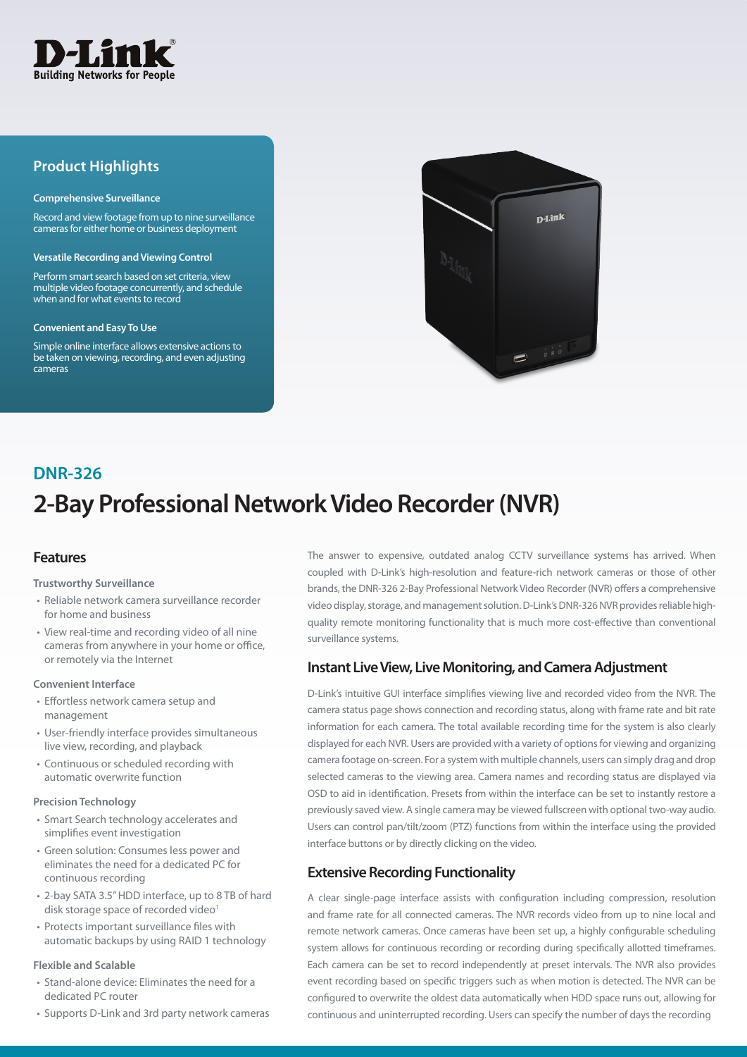D-Link
Building Networks for People

## Product Highlights

**Comprehensive Surveillance**

Record and view footage from up to nine surveillance cameras for either home or business deployment

**Versatile Recording and Viewing Control**

Perform smart search based on set criteria, view multiple video footage concurrently, and schedule when and for what events to record

**Convenient and Easy To Use**

Simple online interface allows extensive actions to be taken on viewing, recording, and even adjusting cameras

## DNR-326

# 2-Bay Professional Network Video Recorder (NVR)

## Features

**Trustworthy Surveillance**

- Reliable network camera surveillance recorder for home and business
- View real-time and recording video of all nine cameras from anywhere in your home or office, or remotely via the Internet

**Convenient Interface**

- Effortless network camera setup and management
- User-friendly interface provides simultaneous live view, recording, and playback
- Continuous or scheduled recording with automatic overwrite function

**Precision Technology**

- Smart Search technology accelerates and simplifies event investigation
- Green solution: Consumes less power and eliminates the need for a dedicated PC for continuous recording
- 2-bay SATA 3.5" HDD interface, up to 8 TB of hard disk storage space of recorded video[1]
- Protects important surveillance files with automatic backups by using RAID 1 technology

**Flexible and Scalable**

- Stand-alone device: Eliminates the need for a dedicated PC router
- Supports D-Link and 3rd party network cameras

The answer to expensive, outdated analog CCTV surveillance systems has arrived. When coupled with D-Link's high-resolution and feature-rich network cameras or those of other brands, the DNR-326 2-Bay Professional Network Video Recorder (NVR) offers a comprehensive video display, storage, and management solution. D-Link's DNR-326 NVR provides reliable high-quality remote monitoring functionality that is much more cost-effective than conventional surveillance systems.

## Instant Live View, Live Monitoring, and Camera Adjustment

D-Link's intuitive GUI interface simplifies viewing live and recorded video from the NVR. The camera status page shows connection and recording status, along with frame rate and bit rate information for each camera. The total available recording time for the system is also clearly displayed for each NVR. Users are provided with a variety of options for viewing and organizing camera footage on-screen. For a system with multiple channels, users can simply drag and drop selected cameras to the viewing area. Camera names and recording status are displayed via OSD to aid in identification. Presets from within the interface can be set to instantly restore a previously saved view. A single camera may be viewed fullscreen with optional two-way audio. Users can control pan/tilt/zoom (PTZ) functions from within the interface using the provided interface buttons or by directly clicking on the video.

## Extensive Recording Functionality

A clear single-page interface assists with configuration including compression, resolution and frame rate for all connected cameras. The NVR records video from up to nine local and remote network cameras. Once cameras have been set up, a highly configurable scheduling system allows for continuous recording or recording during specifically allotted timeframes. Each camera can be set to record independently at preset intervals. The NVR also provides event recording based on specific triggers such as when motion is detected. The NVR can be configured to overwrite the oldest data automatically when HDD space runs out, allowing for continuous and uninterrupted recording. Users can specify the number of days the recording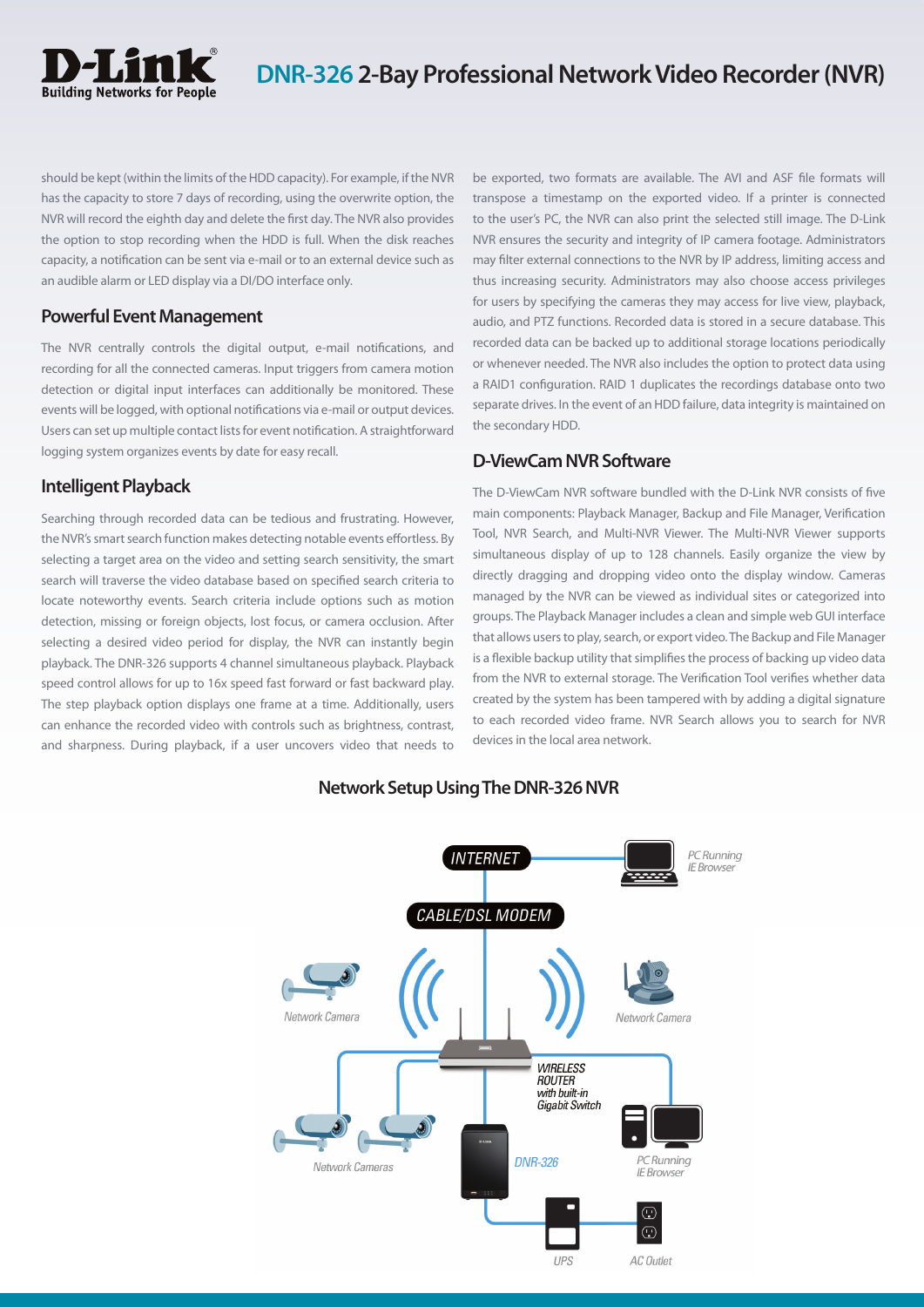should be kept (within the limits of the HDD capacity). For example, if the NVR has the capacity to store 7 days of recording, using the overwrite option, the NVR will record the eighth day and delete the first day. The NVR also provides the option to stop recording when the HDD is full. When the disk reaches capacity, a notification can be sent via e-mail or to an external device such as an audible alarm or LED display via a DI/DO interface only.

## Powerful Event Management

The NVR centrally controls the digital output, e-mail notifications, and recording for all the connected cameras. Input triggers from camera motion detection or digital input interfaces can additionally be monitored. These events will be logged, with optional notifications via e-mail or output devices. Users can set up multiple contact lists for event notification. A straightforward logging system organizes events by date for easy recall.

## Intelligent Playback

Searching through recorded data can be tedious and frustrating. However, the NVR's smart search function makes detecting notable events effortless. By selecting a target area on the video and setting search sensitivity, the smart search will traverse the video database based on specified search criteria to locate noteworthy events. Search criteria include options such as motion detection, missing or foreign objects, lost focus, or camera occlusion. After selecting a desired video period for display, the NVR can instantly begin playback. The DNR-326 supports 4 channel simultaneous playback. Playback speed control allows for up to 16x speed fast forward or fast backward play. The step playback option displays one frame at a time. Additionally, users can enhance the recorded video with controls such as brightness, contrast, and sharpness. During playback, if a user uncovers video that needs to be exported, two formats are available. The AVI and ASF file formats will transpose a timestamp on the exported video. If a printer is connected to the user's PC, the NVR can also print the selected still image. The D-Link NVR ensures the security and integrity of IP camera footage. Administrators may filter external connections to the NVR by IP address, limiting access and thus increasing security. Administrators may also choose access privileges for users by specifying the cameras they may access for live view, playback, audio, and PTZ functions. Recorded data is stored in a secure database. This recorded data can be backed up to additional storage locations periodically or whenever needed. The NVR also includes the option to protect data using a RAID1 configuration. RAID 1 duplicates the recordings database onto two separate drives. In the event of an HDD failure, data integrity is maintained on the secondary HDD.

## D-ViewCam NVR Software

The D-ViewCam NVR software bundled with the D-Link NVR consists of five main components: Playback Manager, Backup and File Manager, Verification Tool, NVR Search, and Multi-NVR Viewer. The Multi-NVR Viewer supports simultaneous display of up to 128 channels. Easily organize the view by directly dragging and dropping video onto the display window. Cameras managed by the NVR can be viewed as individual sites or categorized into groups. The Playback Manager includes a clean and simple web GUI interface that allows users to play, search, or export video. The Backup and File Manager is a flexible backup utility that simplifies the process of backing up video data from the NVR to external storage. The Verification Tool verifies whether data created by the system has been tampered with by adding a digital signature to each recorded video frame. NVR Search allows you to search for NVR devices in the local area network.

## Network Setup Using The DNR-326 NVR

INTERNET — PC Running IE Browser

CABLE/DSL MODEM

WIRELESS ROUTER with built-in Gigabit Switch

Network Camera · Network Camera · Network Cameras · DNR-326 · PC Running IE Browser · UPS · AC Outlet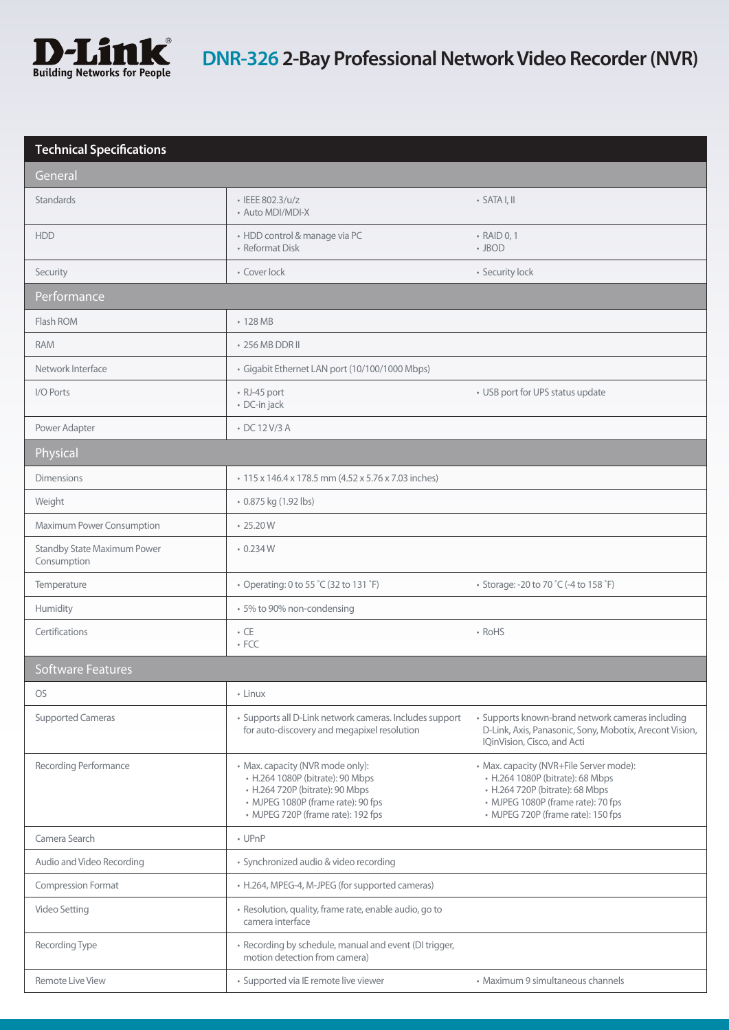# DNR-326 2-Bay Professional Network Video Recorder (NVR)

## Technical Specifications

| | | |
|---|---|---|
| **General** | | |
| Standards | • IEEE 802.3/u/z<br>• Auto MDI/MDI-X | • SATA I, II |
| HDD | • HDD control & manage via PC<br>• Reformat Disk | • RAID 0, 1<br>• JBOD |
| Security | • Cover lock | • Security lock |
| **Performance** | | |
| Flash ROM | • 128 MB | |
| RAM | • 256 MB DDR II | |
| Network Interface | • Gigabit Ethernet LAN port (10/100/1000 Mbps) | |
| I/O Ports | • RJ-45 port<br>• DC-in jack | • USB port for UPS status update |
| Power Adapter | • DC 12 V/3 A | |
| **Physical** | | |
| Dimensions | • 115 x 146.4 x 178.5 mm (4.52 x 5.76 x 7.03 inches) | |
| Weight | • 0.875 kg (1.92 lbs) | |
| Maximum Power Consumption | • 25.20 W | |
| Standby State Maximum Power Consumption | • 0.234 W | |
| Temperature | • Operating: 0 to 55 ˚C (32 to 131 ˚F) | • Storage: -20 to 70 ˚C (-4 to 158 ˚F) |
| Humidity | • 5% to 90% non-condensing | |
| Certifications | • CE<br>• FCC | • RoHS |
| **Software Features** | | |
| OS | • Linux | |
| Supported Cameras | • Supports all D-Link network cameras. Includes support for auto-discovery and megapixel resolution | • Supports known-brand network cameras including D-Link, Axis, Panasonic, Sony, Mobotix, Arecont Vision, IQinVision, Cisco, and Acti |
| Recording Performance | • Max. capacity (NVR mode only):<br>• H.264 1080P (bitrate): 90 Mbps<br>• H.264 720P (bitrate): 90 Mbps<br>• MJPEG 1080P (frame rate): 90 fps<br>• MJPEG 720P (frame rate): 192 fps | • Max. capacity (NVR+File Server mode):<br>• H.264 1080P (bitrate): 68 Mbps<br>• H.264 720P (bitrate): 68 Mbps<br>• MJPEG 1080P (frame rate): 70 fps<br>• MJPEG 720P (frame rate): 150 fps |
| Camera Search | • UPnP | |
| Audio and Video Recording | • Synchronized audio & video recording | |
| Compression Format | • H.264, MPEG-4, M-JPEG (for supported cameras) | |
| Video Setting | • Resolution, quality, frame rate, enable audio, go to camera interface | |
| Recording Type | • Recording by schedule, manual and event (DI trigger, motion detection from camera) | |
| Remote Live View | • Supported via IE remote live viewer | • Maximum 9 simultaneous channels |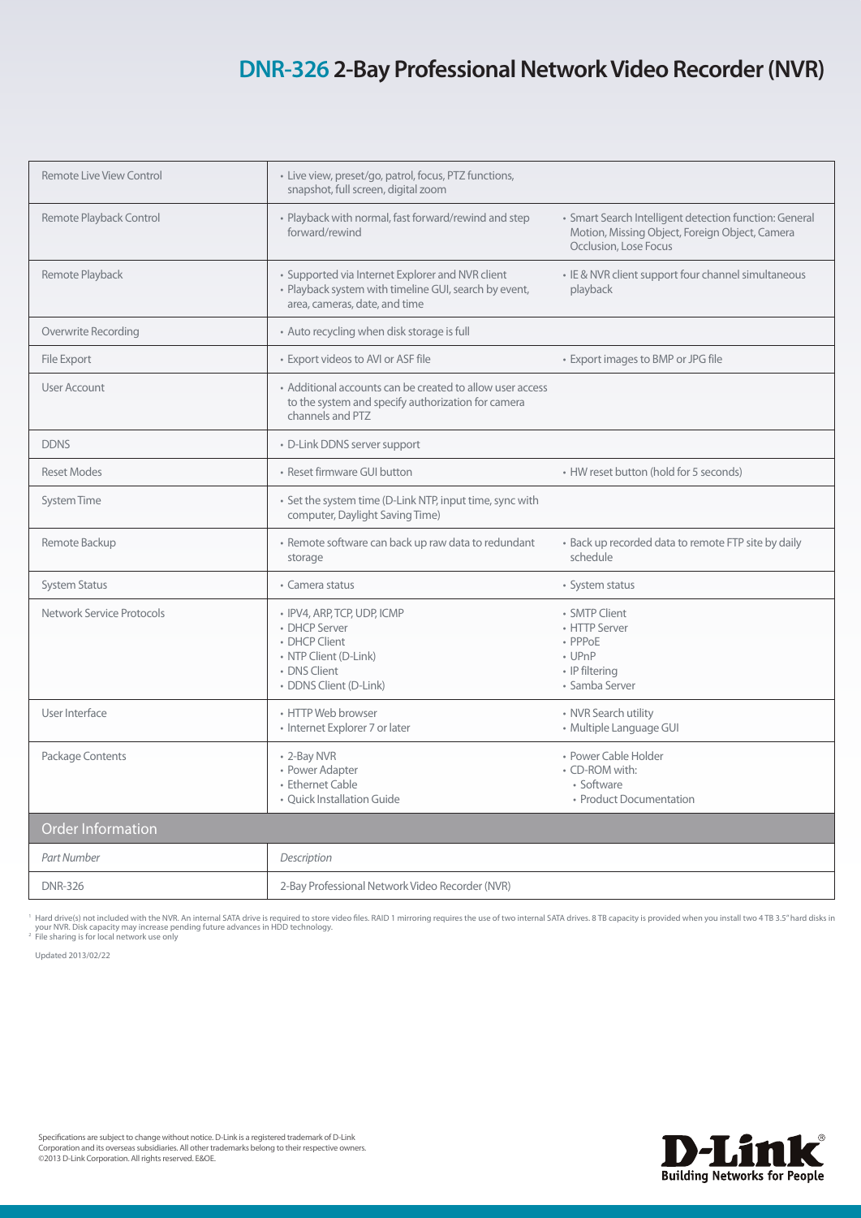# DNR-326 2-Bay Professional Network Video Recorder (NVR)

| | | |
|---|---|---|
| Remote Live View Control | • Live view, preset/go, patrol, focus, PTZ functions, snapshot, full screen, digital zoom | |
| Remote Playback Control | • Playback with normal, fast forward/rewind and step forward/rewind | • Smart Search Intelligent detection function: General Motion, Missing Object, Foreign Object, Camera Occlusion, Lose Focus |
| Remote Playback | • Supported via Internet Explorer and NVR client<br>• Playback system with timeline GUI, search by event, area, cameras, date, and time | • IE & NVR client support four channel simultaneous playback |
| Overwrite Recording | • Auto recycling when disk storage is full | |
| File Export | • Export videos to AVI or ASF file | • Export images to BMP or JPG file |
| User Account | • Additional accounts can be created to allow user access to the system and specify authorization for camera channels and PTZ | |
| DDNS | • D-Link DDNS server support | |
| Reset Modes | • Reset firmware GUI button | • HW reset button (hold for 5 seconds) |
| System Time | • Set the system time (D-Link NTP, input time, sync with computer, Daylight Saving Time) | |
| Remote Backup | • Remote software can back up raw data to redundant storage | • Back up recorded data to remote FTP site by daily schedule |
| System Status | • Camera status | • System status |
| Network Service Protocols | • IPV4, ARP, TCP, UDP, ICMP<br>• DHCP Server<br>• DHCP Client<br>• NTP Client (D-Link)<br>• DNS Client<br>• DDNS Client (D-Link) | • SMTP Client<br>• HTTP Server<br>• PPPoE<br>• UPnP<br>• IP filtering<br>• Samba Server |
| User Interface | • HTTP Web browser<br>• Internet Explorer 7 or later | • NVR Search utility<br>• Multiple Language GUI |
| Package Contents | • 2-Bay NVR<br>• Power Adapter<br>• Ethernet Cable<br>• Quick Installation Guide | • Power Cable Holder<br>• CD-ROM with:<br>  • Software<br>  • Product Documentation |

## Order Information

| *Part Number* | *Description* |
|---|---|
| DNR-326 | 2-Bay Professional Network Video Recorder (NVR) |

[1] Hard drive(s) not included with the NVR. An internal SATA drive is required to store video files. RAID 1 mirroring requires the use of two internal SATA drives. 8 TB capacity is provided when you install two 4 TB 3.5" hard disks in your NVR. Disk capacity may increase pending future advances in HDD technology.
[2] File sharing is for local network use only

Updated 2013/02/22

Specifications are subject to change without notice. D-Link is a registered trademark of D-Link Corporation and its overseas subsidiaries. All other trademarks belong to their respective owners. ©2013 D-Link Corporation. All rights reserved. E&OE.

D-Link® Building Networks for People